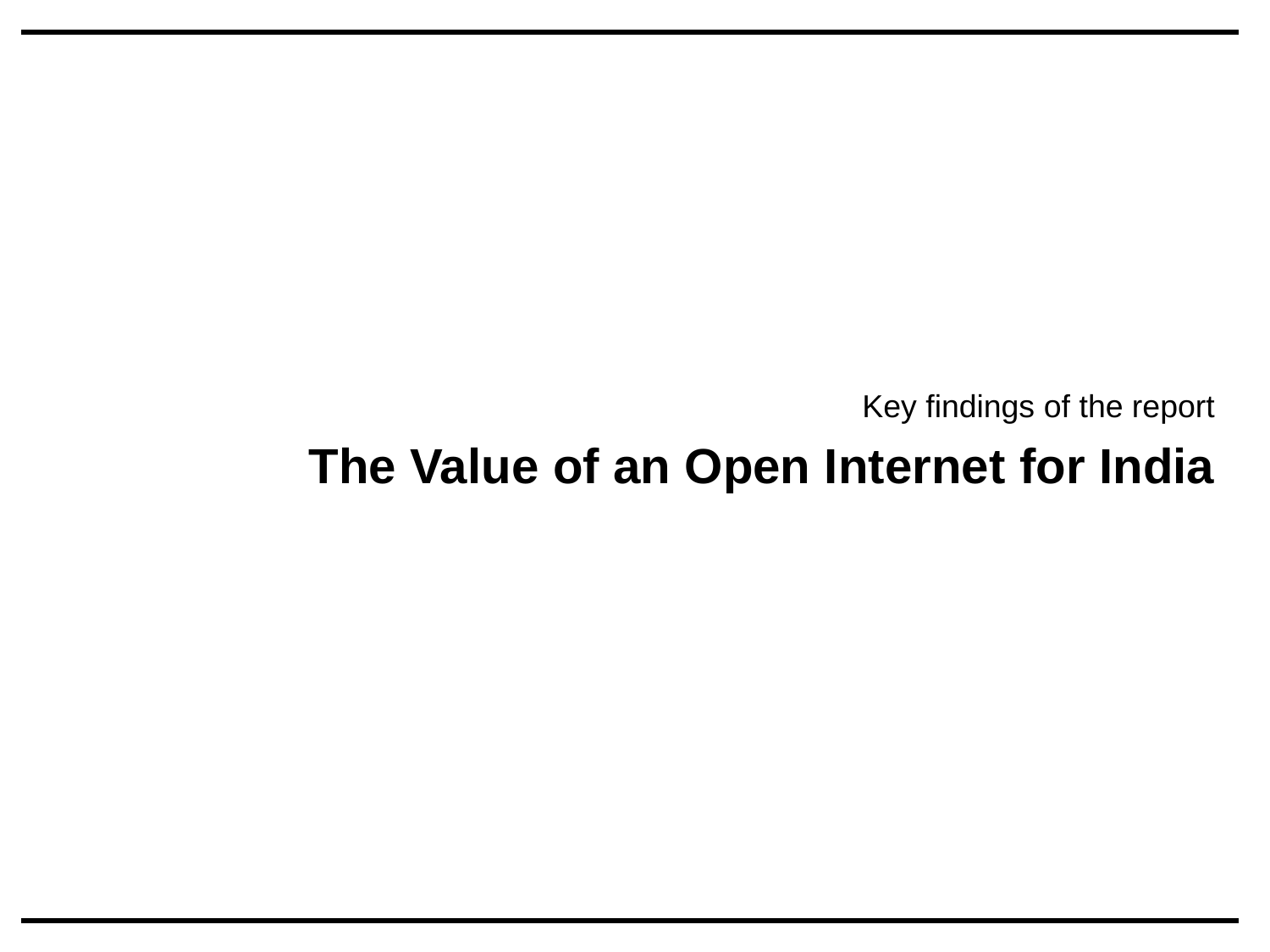Key findings of the report

# The Value of an Open Internet for India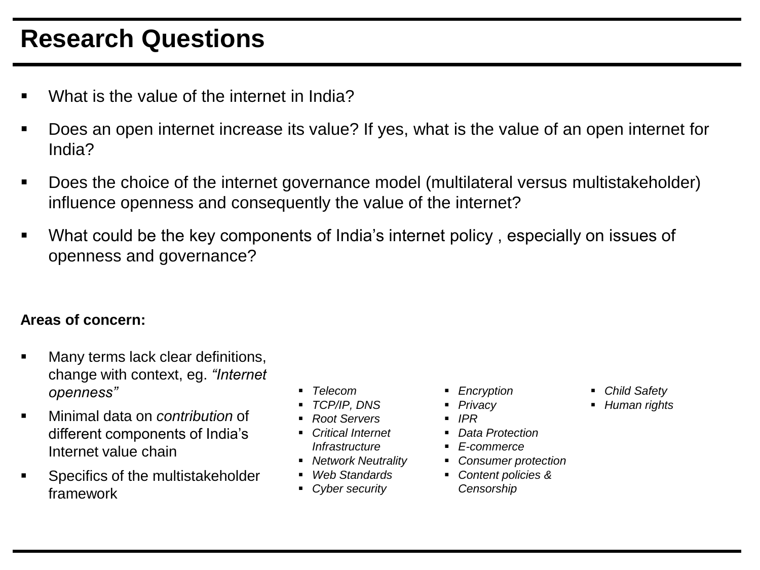# Research Questions

- What is the value of the internet in India?
- Does an open internet increase its value? If yes, what is the value of an open internet for India?
- Does the choice of the internet governance model (multilateral versus multistakeholder) influence openness and consequently the value of the internet?
- What could be the key components of India's internet policy , especially on issues of openness and governance?

**Areas of concern:**

- Many terms lack clear definitions, change with context, eg. *"Internet openness"*
- Minimal data on *contribution* of different components of India's Internet value chain
- Specifics of the multistakeholder framework

- *Telecom*
- *TCP/IP, DNS*
- *Root Servers*
- *Critical Internet Infrastructure*
- *Network Neutrality*
- *Web Standards*
- *Cyber security*

- *Encryption*
- *Privacy*
- *IPR*
- *Data Protection*
- *E-commerce*
- *Consumer protection*
- *Content policies & Censorship*

- *Child Safety*
- *Human rights*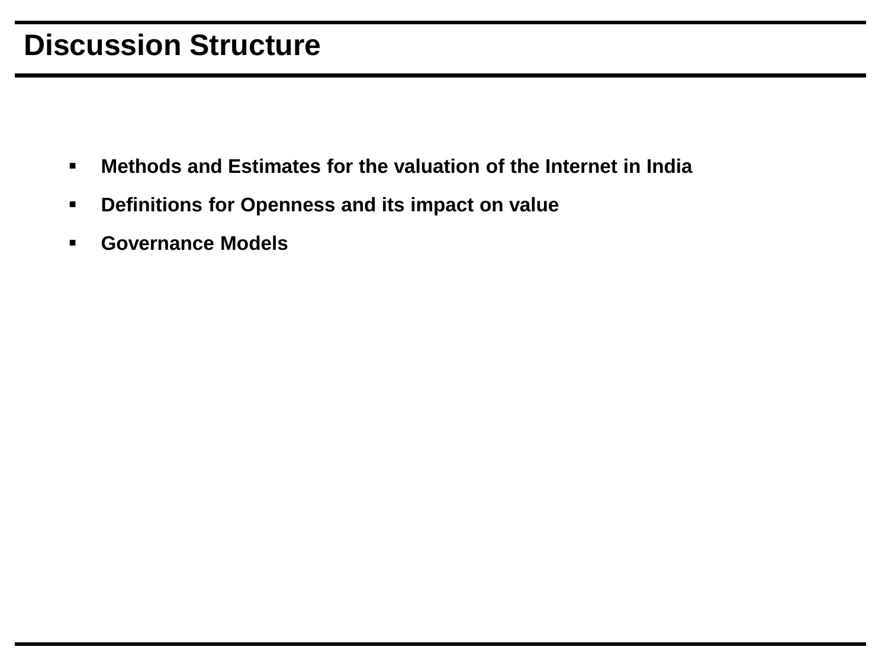# Discussion Structure

- **Methods and Estimates for the valuation of the Internet in India**
- **Definitions for Openness and its impact on value**
- **Governance Models**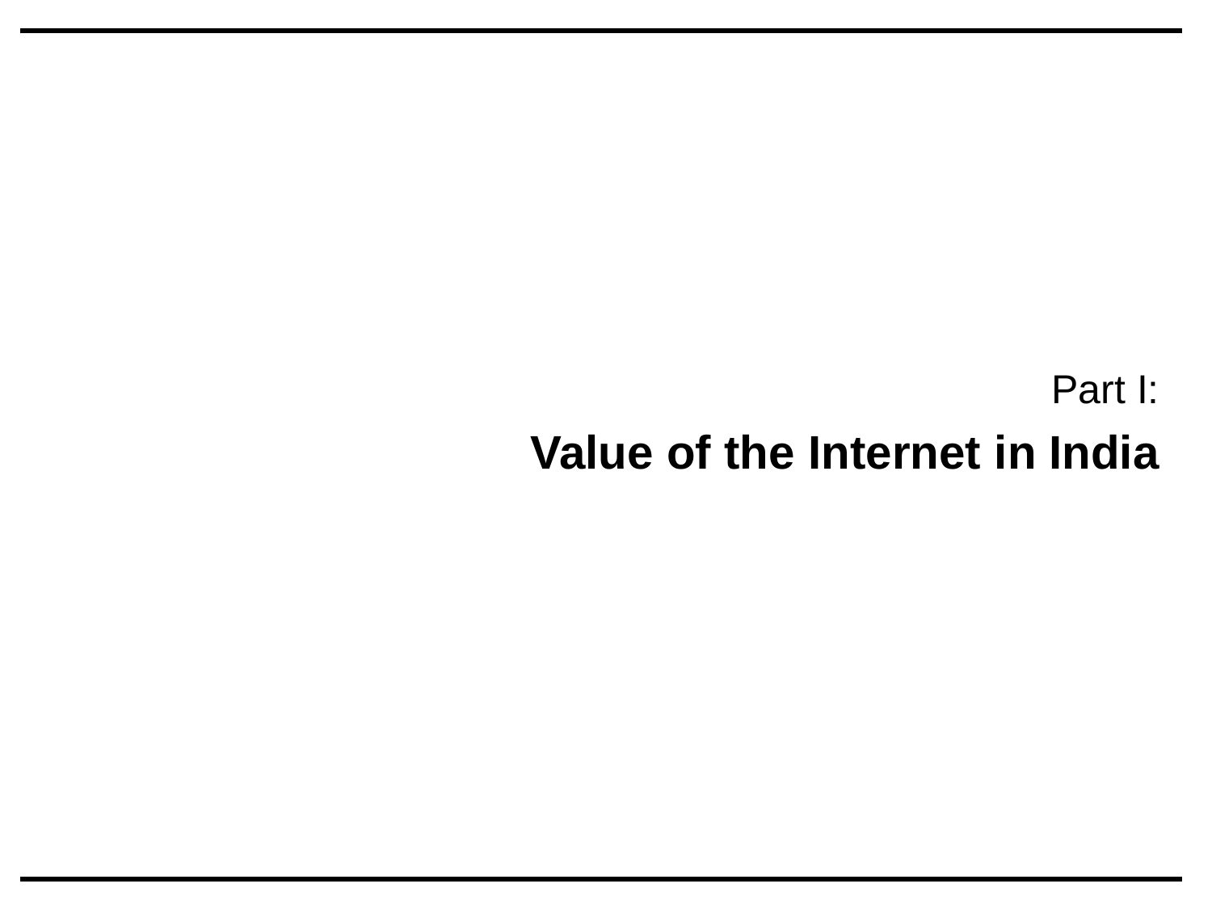Part I:

# Value of the Internet in India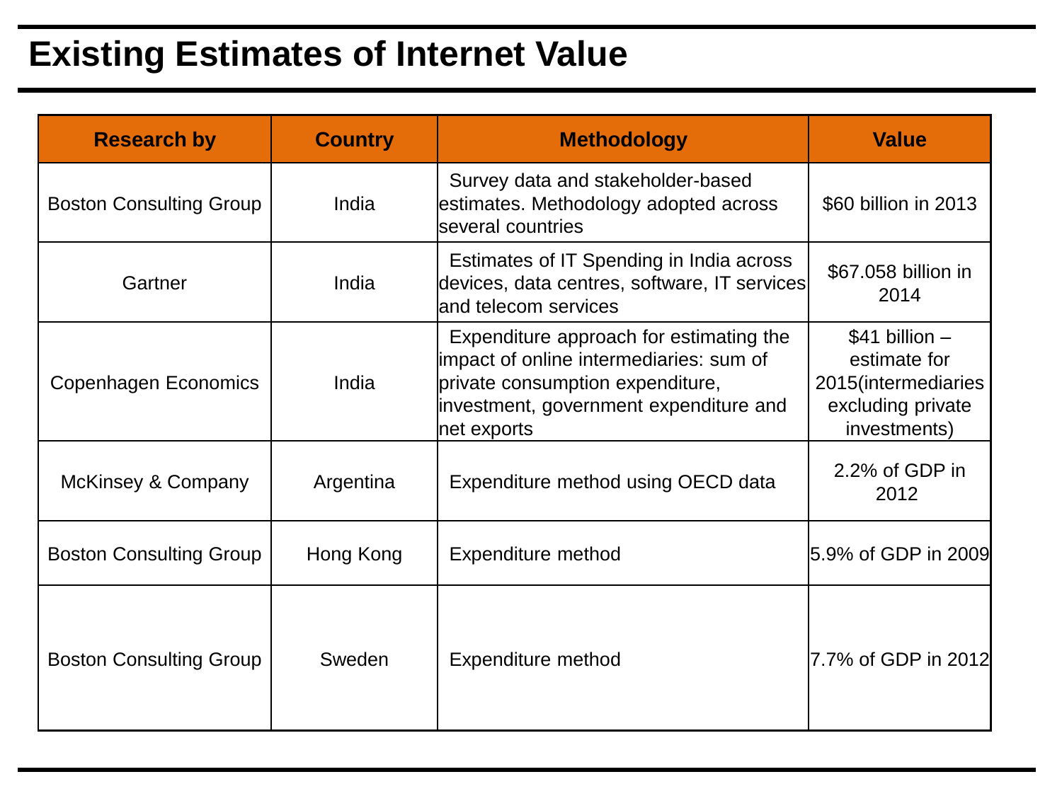# Existing Estimates of Internet Value

| Research by | Country | Methodology | Value |
| --- | --- | --- | --- |
| Boston Consulting Group | India | Survey data and stakeholder-based estimates. Methodology adopted across several countries | $60 billion in 2013 |
| Gartner | India | Estimates of IT Spending in India across devices, data centres, software, IT services and telecom services | $67.058 billion in 2014 |
| Copenhagen Economics | India | Expenditure approach for estimating the impact of online intermediaries: sum of private consumption expenditure, investment, government expenditure and net exports | $41 billion – estimate for 2015(intermediaries excluding private investments) |
| McKinsey & Company | Argentina | Expenditure method using OECD data | 2.2% of GDP in 2012 |
| Boston Consulting Group | Hong Kong | Expenditure method | 5.9% of GDP in 2009 |
| Boston Consulting Group | Sweden | Expenditure method | 7.7% of GDP in 2012 |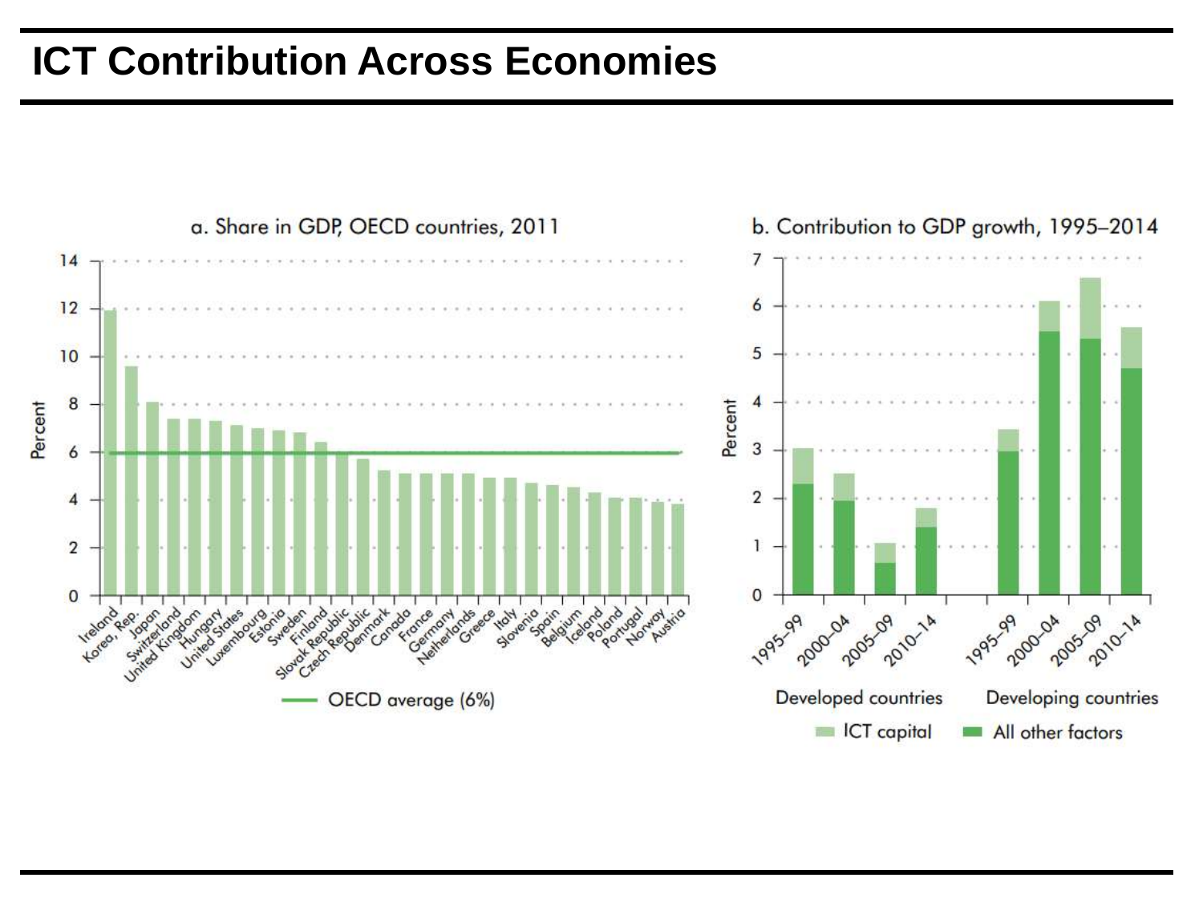# ICT Contribution Across Economies

a. Share in GDP, OECD countries, 2011

Percent

Ireland, Korea, Rep., Japan, Switzerland, United Kingdom, Hungary, United States, Luxembourg, Estonia, Sweden, Finland, Slovak Republic, Czech Republic, Denmark, Canada, France, Germany, Netherlands, Greece, Italy, Slovenia, Spain, Belgium, Iceland, Poland, Portugal, Norway, Austria

OECD average (6%)

b. Contribution to GDP growth, 1995–2014

Percent

1995–99, 2000–04, 2005–09, 2010–14 — Developed countries

1995–99, 2000–04, 2005–09, 2010–14 — Developing countries

ICT capital | All other factors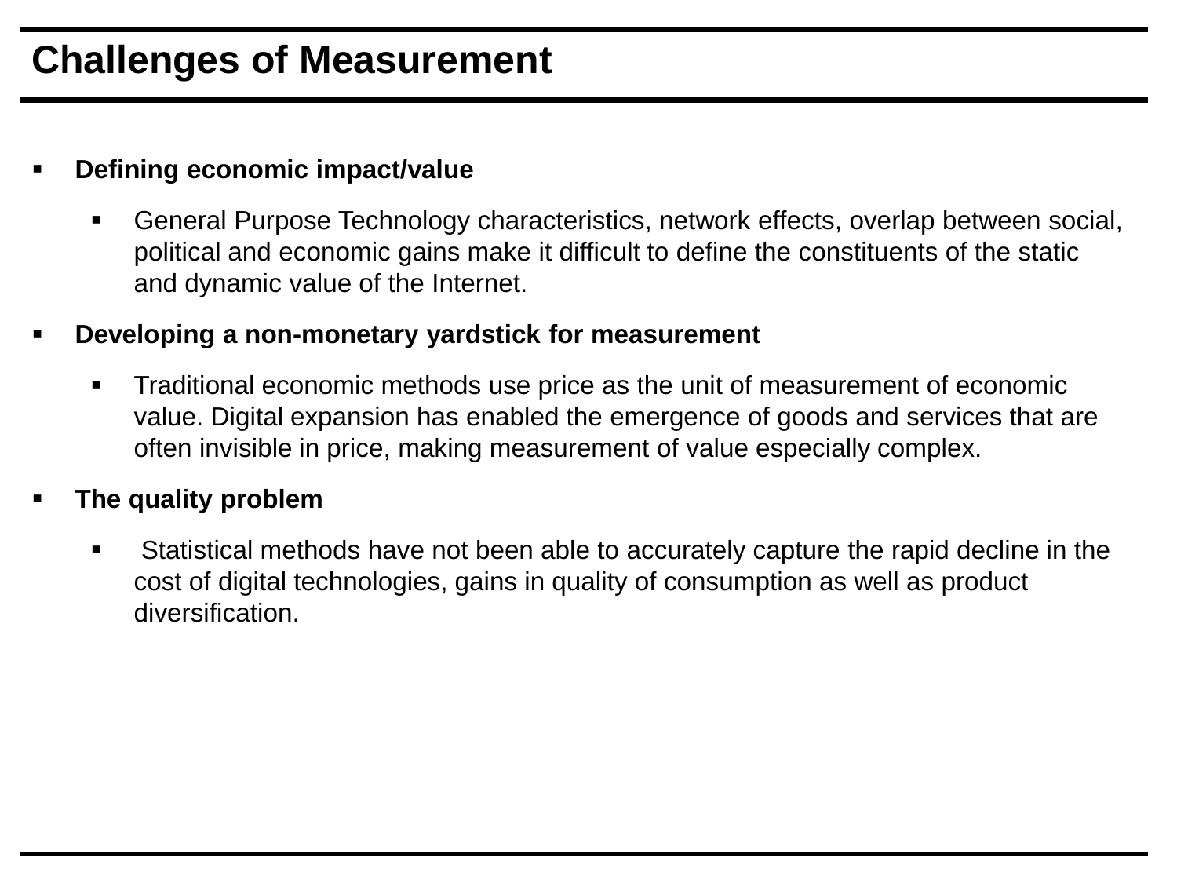# Challenges of Measurement

- **Defining economic impact/value**
  - General Purpose Technology characteristics, network effects, overlap between social, political and economic gains make it difficult to define the constituents of the static and dynamic value of the Internet.
- **Developing a non-monetary yardstick for measurement**
  - Traditional economic methods use price as the unit of measurement of economic value. Digital expansion has enabled the emergence of goods and services that are often invisible in price, making measurement of value especially complex.
- **The quality problem**
  - Statistical methods have not been able to accurately capture the rapid decline in the cost of digital technologies, gains in quality of consumption as well as product diversification.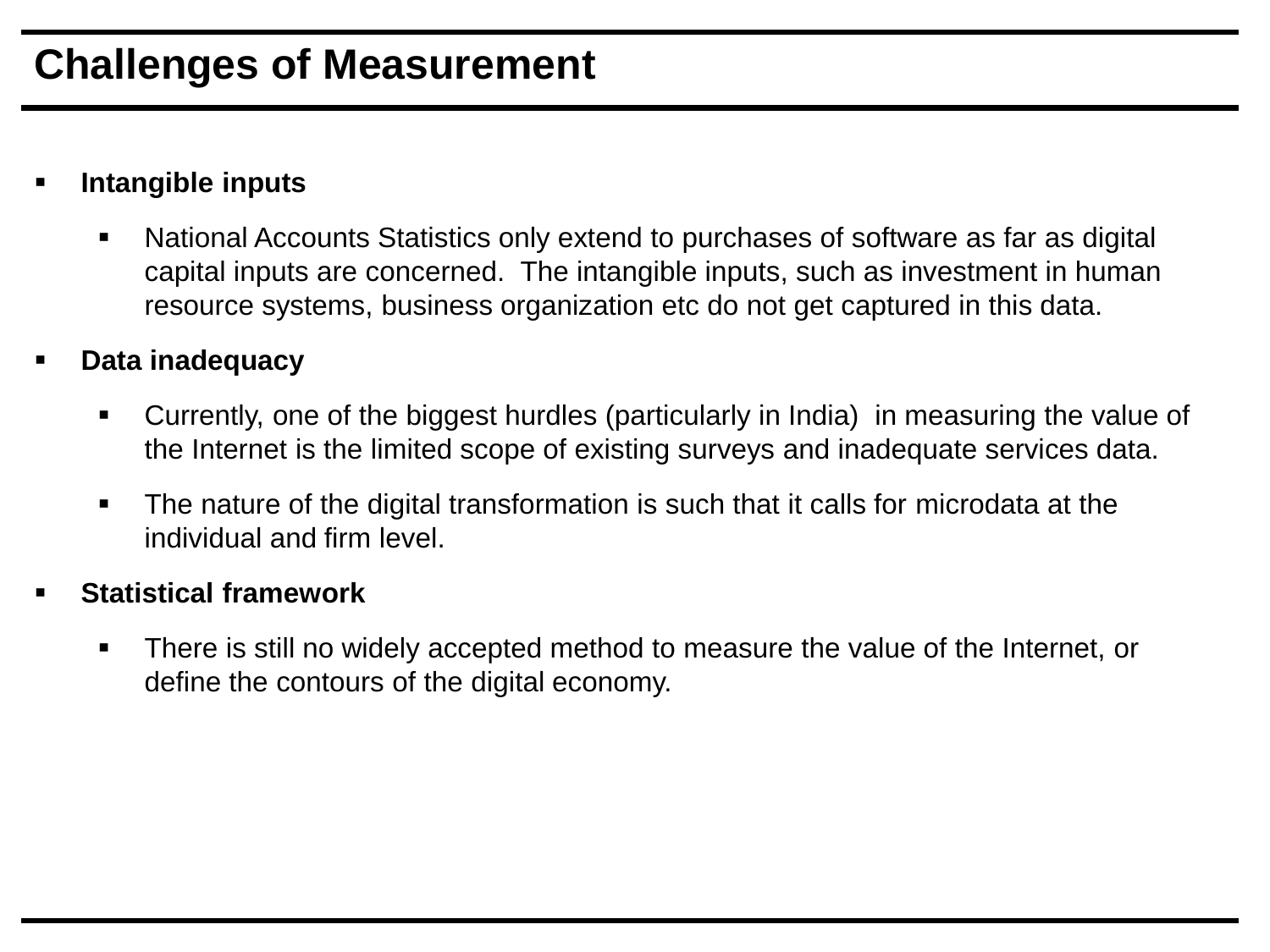# Challenges of Measurement

- **Intangible inputs**
  - National Accounts Statistics only extend to purchases of software as far as digital capital inputs are concerned. The intangible inputs, such as investment in human resource systems, business organization etc do not get captured in this data.
- **Data inadequacy**
  - Currently, one of the biggest hurdles (particularly in India) in measuring the value of the Internet is the limited scope of existing surveys and inadequate services data.
  - The nature of the digital transformation is such that it calls for microdata at the individual and firm level.
- **Statistical framework**
  - There is still no widely accepted method to measure the value of the Internet, or define the contours of the digital economy.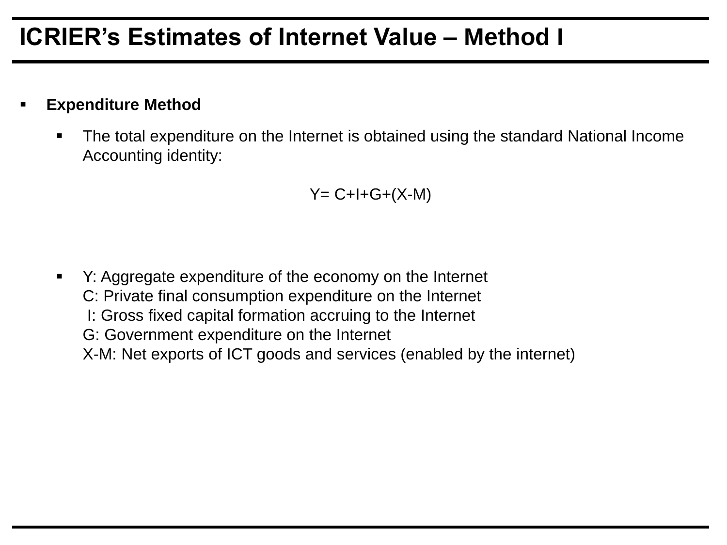# ICRIER's Estimates of Internet Value – Method I

- **Expenditure Method**
  - The total expenditure on the Internet is obtained using the standard National Income Accounting identity:

$$Y = C + I + G + (X - M)$$

  - Y: Aggregate expenditure of the economy on the Internet
    C: Private final consumption expenditure on the Internet
    I: Gross fixed capital formation accruing to the Internet
    G: Government expenditure on the Internet
    X-M: Net exports of ICT goods and services (enabled by the internet)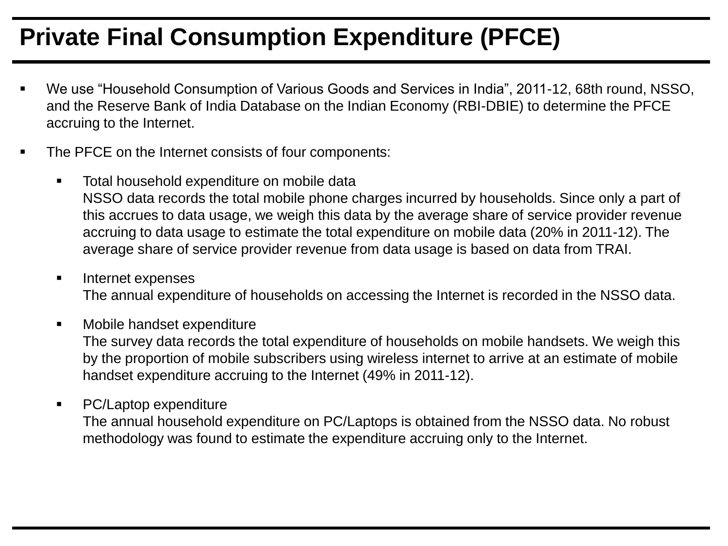# Private Final Consumption Expenditure (PFCE)

- We use “Household Consumption of Various Goods and Services in India”, 2011-12, 68th round, NSSO, and the Reserve Bank of India Database on the Indian Economy (RBI-DBIE) to determine the PFCE accruing to the Internet.
- The PFCE on the Internet consists of four components:
  - Total household expenditure on mobile data
    NSSO data records the total mobile phone charges incurred by households. Since only a part of this accrues to data usage, we weigh this data by the average share of service provider revenue accruing to data usage to estimate the total expenditure on mobile data (20% in 2011-12). The average share of service provider revenue from data usage is based on data from TRAI.
  - Internet expenses
    The annual expenditure of households on accessing the Internet is recorded in the NSSO data.
  - Mobile handset expenditure
    The survey data records the total expenditure of households on mobile handsets. We weigh this by the proportion of mobile subscribers using wireless internet to arrive at an estimate of mobile handset expenditure accruing to the Internet (49% in 2011-12).
  - PC/Laptop expenditure
    The annual household expenditure on PC/Laptops is obtained from the NSSO data. No robust methodology was found to estimate the expenditure accruing only to the Internet.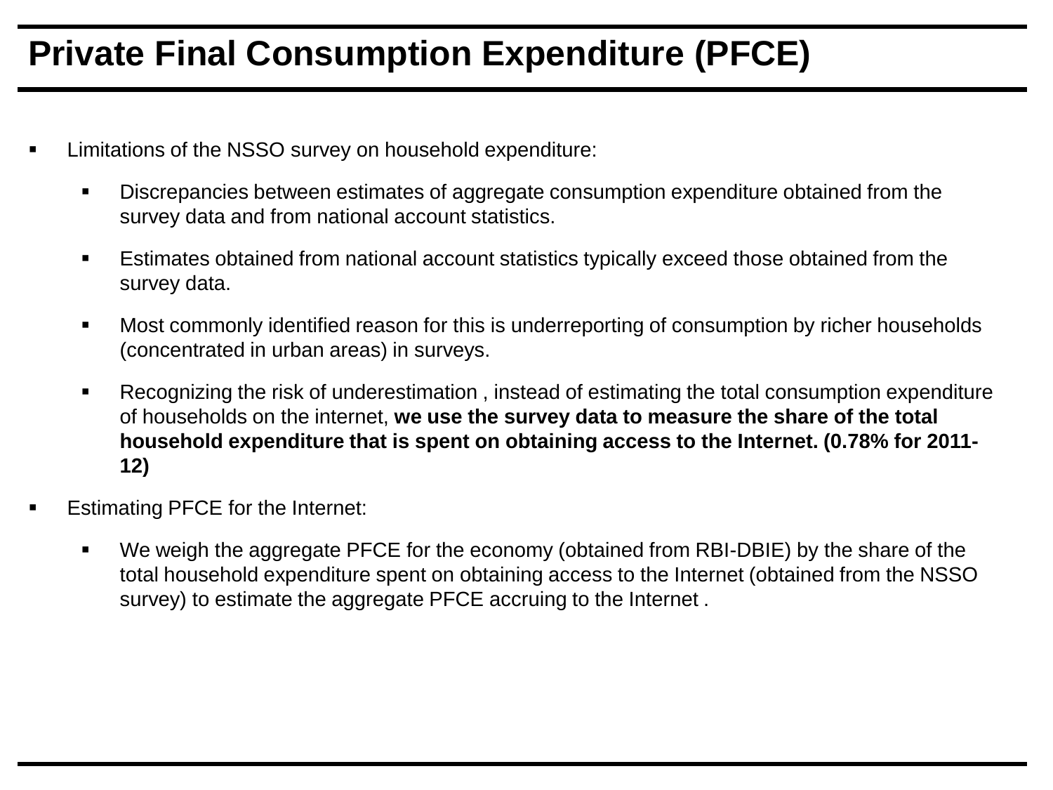# Private Final Consumption Expenditure (PFCE)

- Limitations of the NSSO survey on household expenditure:
  - Discrepancies between estimates of aggregate consumption expenditure obtained from the survey data and from national account statistics.
  - Estimates obtained from national account statistics typically exceed those obtained from the survey data.
  - Most commonly identified reason for this is underreporting of consumption by richer households (concentrated in urban areas) in surveys.
  - Recognizing the risk of underestimation , instead of estimating the total consumption expenditure of households on the internet, **we use the survey data to measure the share of the total household expenditure that is spent on obtaining access to the Internet. (0.78% for 2011-12)**
- Estimating PFCE for the Internet:
  - We weigh the aggregate PFCE for the economy (obtained from RBI-DBIE) by the share of the total household expenditure spent on obtaining access to the Internet (obtained from the NSSO survey) to estimate the aggregate PFCE accruing to the Internet .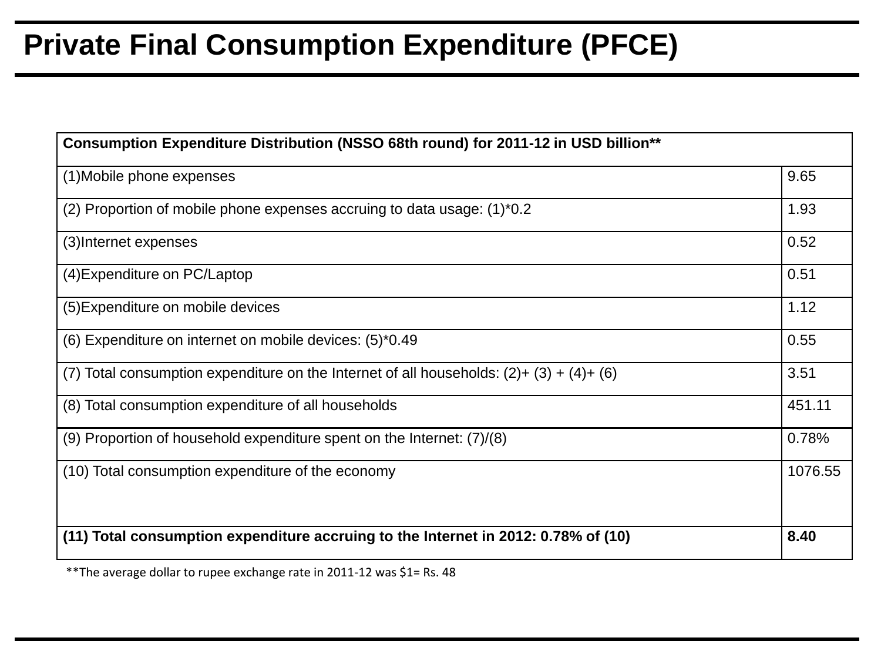# Private Final Consumption Expenditure (PFCE)

| Consumption Expenditure Distribution (NSSO 68th round) for 2011-12 in USD billion** | |
|---|---|
| (1)Mobile phone expenses | 9.65 |
| (2) Proportion of mobile phone expenses accruing to data usage: (1)*0.2 | 1.93 |
| (3)Internet expenses | 0.52 |
| (4)Expenditure on PC/Laptop | 0.51 |
| (5)Expenditure on mobile devices | 1.12 |
| (6) Expenditure on internet on mobile devices: (5)*0.49 | 0.55 |
| (7) Total consumption expenditure on the Internet of all households: (2)+ (3) + (4)+ (6) | 3.51 |
| (8) Total consumption expenditure of all households | 451.11 |
| (9) Proportion of household expenditure spent on the Internet: (7)/(8) | 0.78% |
| (10) Total consumption expenditure of the economy | 1076.55 |
| **(11) Total consumption expenditure accruing to the Internet in 2012: 0.78% of (10)** | **8.40** |

**The average dollar to rupee exchange rate in 2011-12 was $1= Rs. 48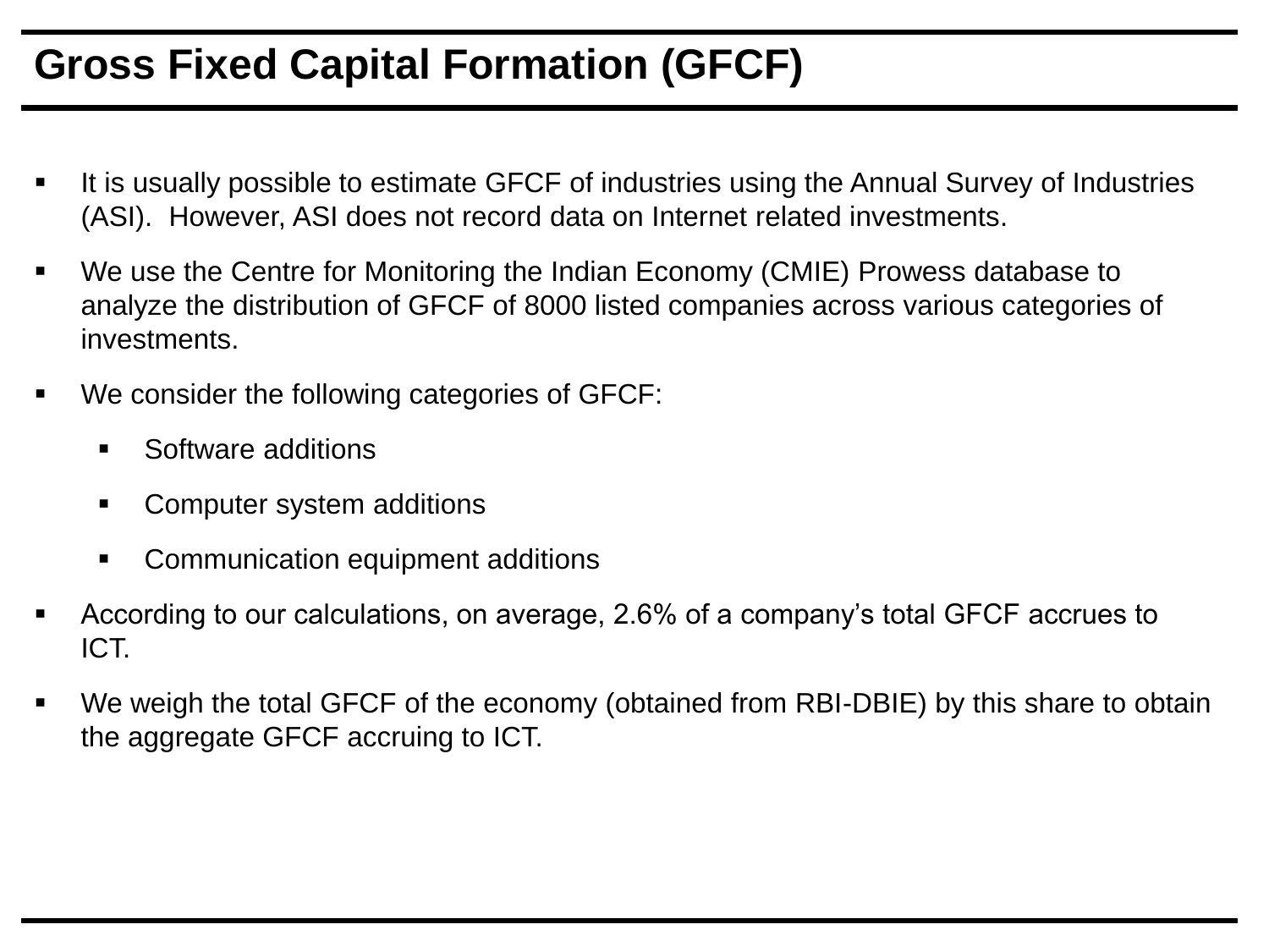# Gross Fixed Capital Formation (GFCF)

- It is usually possible to estimate GFCF of industries using the Annual Survey of Industries (ASI). However, ASI does not record data on Internet related investments.
- We use the Centre for Monitoring the Indian Economy (CMIE) Prowess database to analyze the distribution of GFCF of 8000 listed companies across various categories of investments.
- We consider the following categories of GFCF:
    - Software additions
    - Computer system additions
    - Communication equipment additions
- According to our calculations, on average, 2.6% of a company's total GFCF accrues to ICT.
- We weigh the total GFCF of the economy (obtained from RBI-DBIE) by this share to obtain the aggregate GFCF accruing to ICT.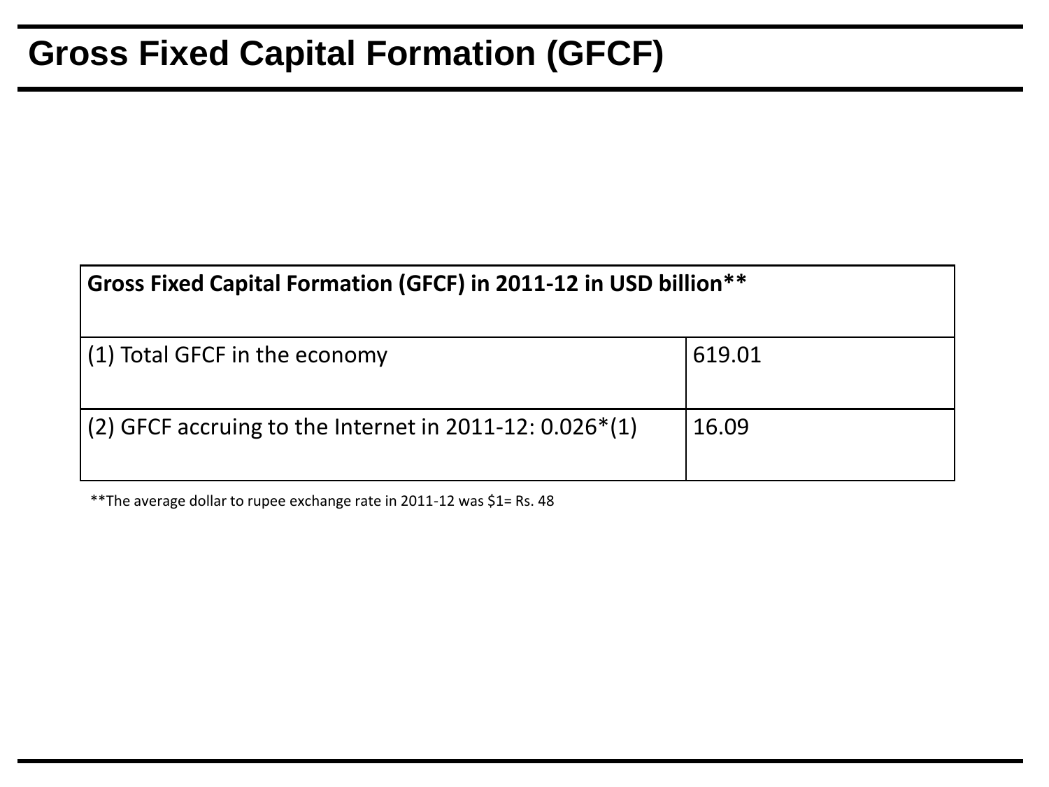# Gross Fixed Capital Formation (GFCF)

| Gross Fixed Capital Formation (GFCF) in 2011-12 in USD billion** | |
|---|---|
| (1) Total GFCF in the economy | 619.01 |
| (2) GFCF accruing to the Internet in 2011-12: 0.026*(1) | 16.09 |

**The average dollar to rupee exchange rate in 2011-12 was $1= Rs. 48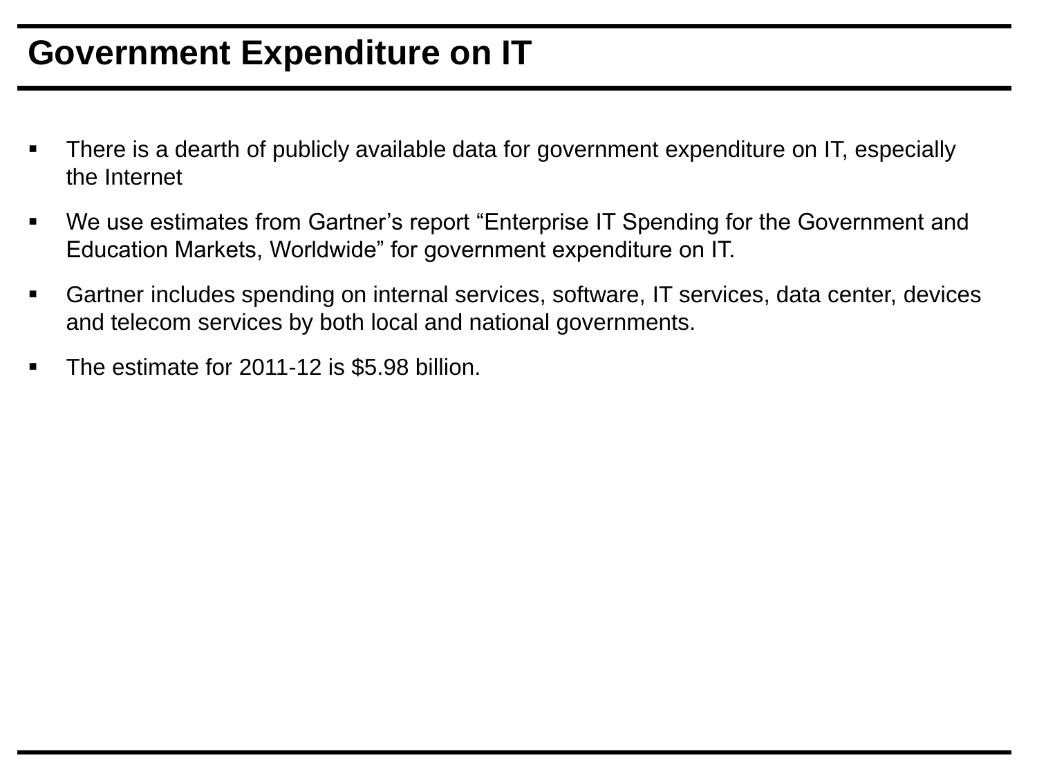# Government Expenditure on IT

- There is a dearth of publicly available data for government expenditure on IT, especially the Internet
- We use estimates from Gartner’s report “Enterprise IT Spending for the Government and Education Markets, Worldwide” for government expenditure on IT.
- Gartner includes spending on internal services, software, IT services, data center, devices and telecom services by both local and national governments.
- The estimate for 2011-12 is $5.98 billion.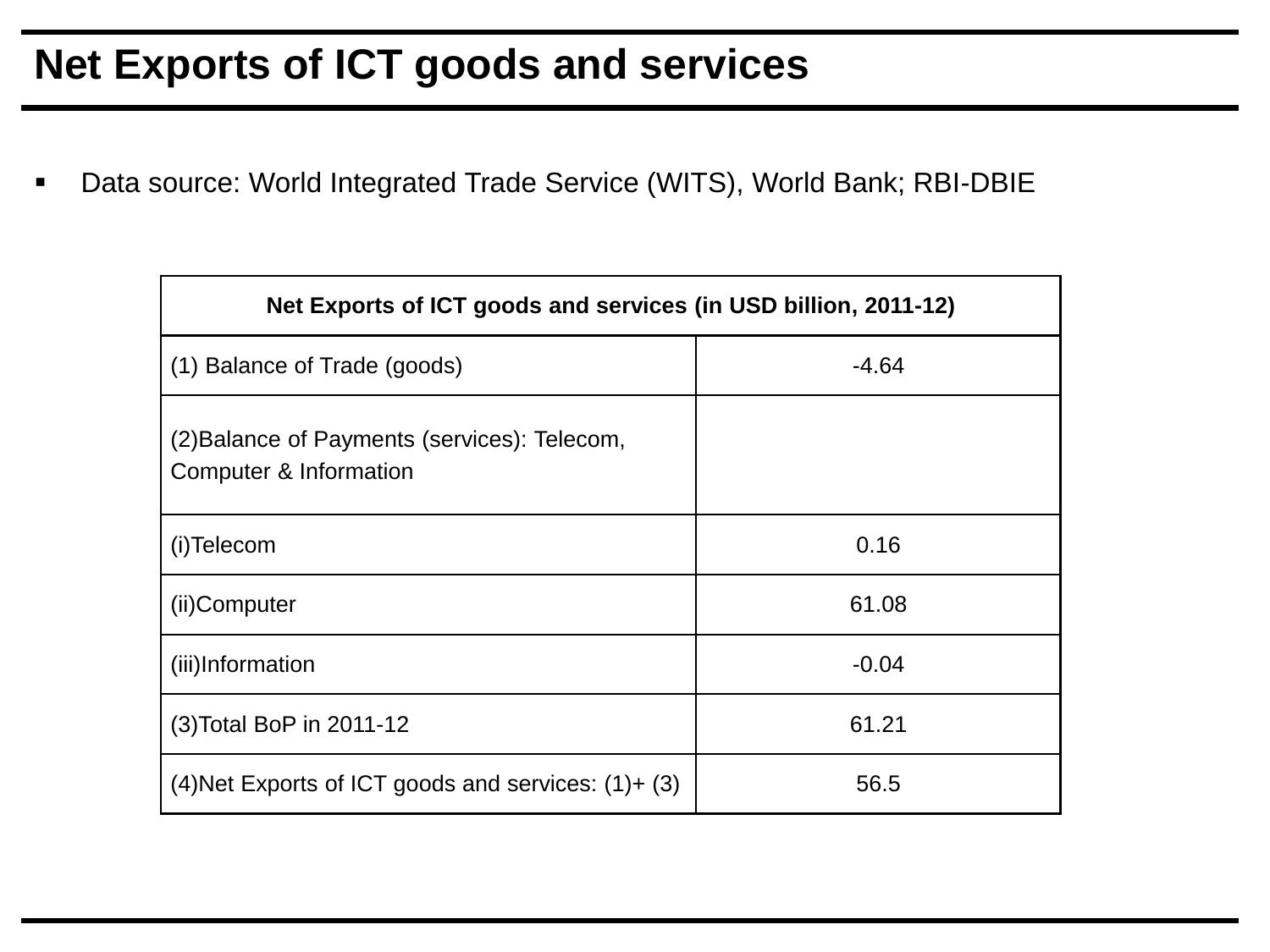# Net Exports of ICT goods and services

- Data source: World Integrated Trade Service (WITS), World Bank; RBI-DBIE

| Net Exports of ICT goods and services (in USD billion, 2011-12) | |
|---|---|
| (1) Balance of Trade (goods) | -4.64 |
| (2)Balance of Payments (services): Telecom, Computer & Information | |
| (i)Telecom | 0.16 |
| (ii)Computer | 61.08 |
| (iii)Information | -0.04 |
| (3)Total BoP in 2011-12 | 61.21 |
| (4)Net Exports of ICT goods and services: (1)+ (3) | 56.5 |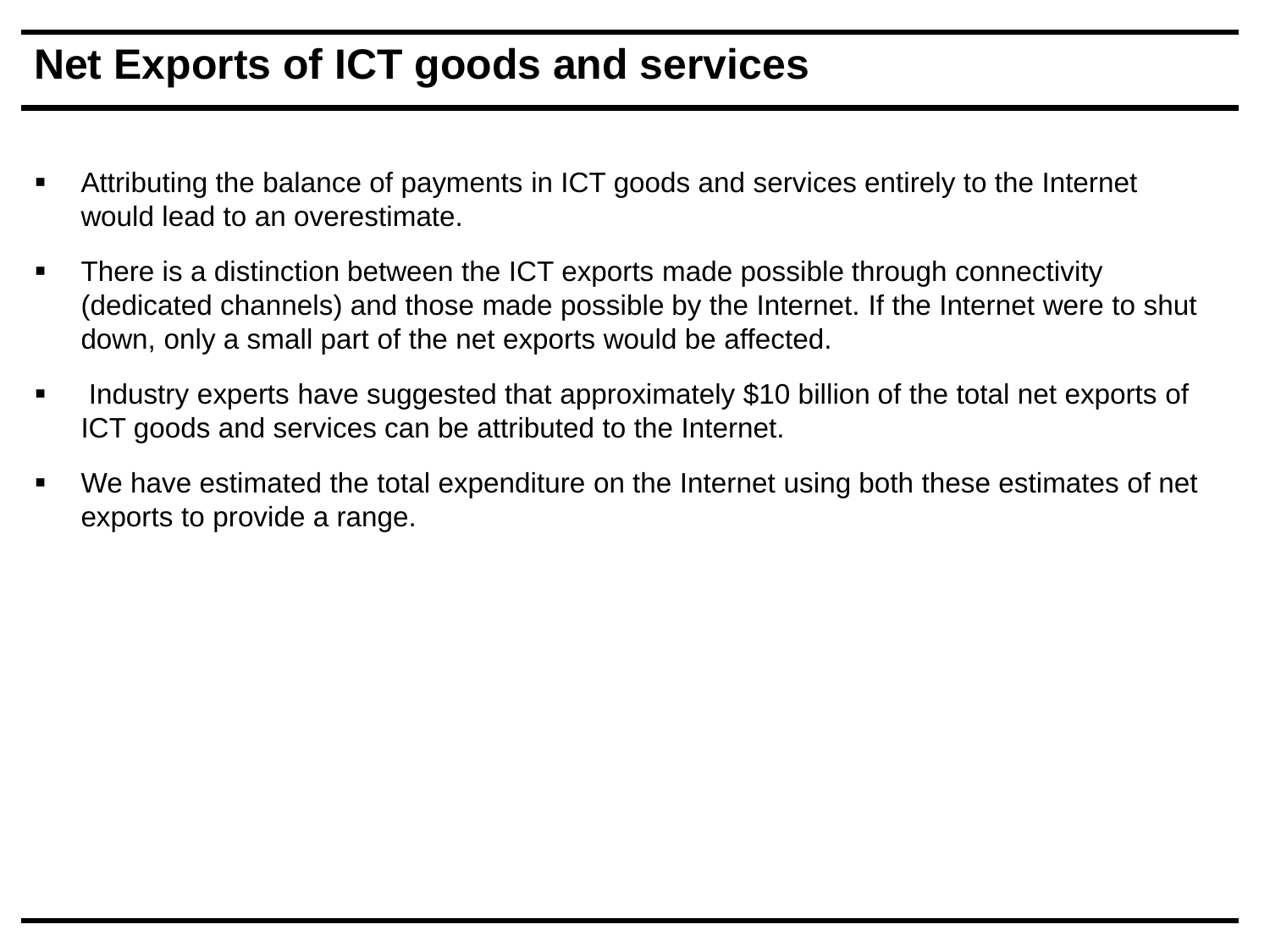# Net Exports of ICT goods and services

- Attributing the balance of payments in ICT goods and services entirely to the Internet would lead to an overestimate.
- There is a distinction between the ICT exports made possible through connectivity (dedicated channels) and those made possible by the Internet. If the Internet were to shut down, only a small part of the net exports would be affected.
- Industry experts have suggested that approximately $10 billion of the total net exports of ICT goods and services can be attributed to the Internet.
- We have estimated the total expenditure on the Internet using both these estimates of net exports to provide a range.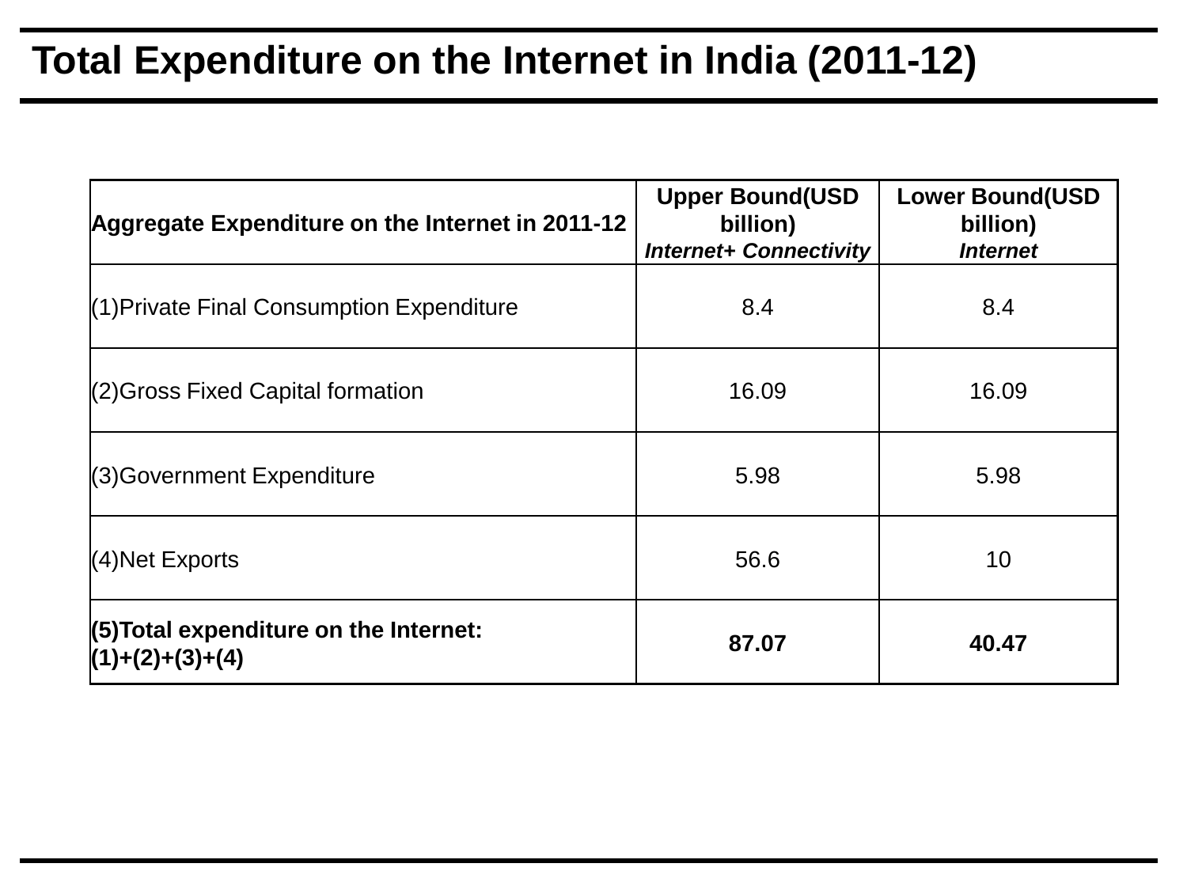# Total Expenditure on the Internet in India (2011-12)

| **Aggregate Expenditure on the Internet in 2011-12** | **Upper Bound(USD billion)** ***Internet+ Connectivity*** | **Lower Bound(USD billion)** ***Internet*** |
|---|---|---|
| (1)Private Final Consumption Expenditure | 8.4 | 8.4 |
| (2)Gross Fixed Capital formation | 16.09 | 16.09 |
| (3)Government Expenditure | 5.98 | 5.98 |
| (4)Net Exports | 56.6 | 10 |
| **(5)Total expenditure on the Internet: (1)+(2)+(3)+(4)** | **87.07** | **40.47** |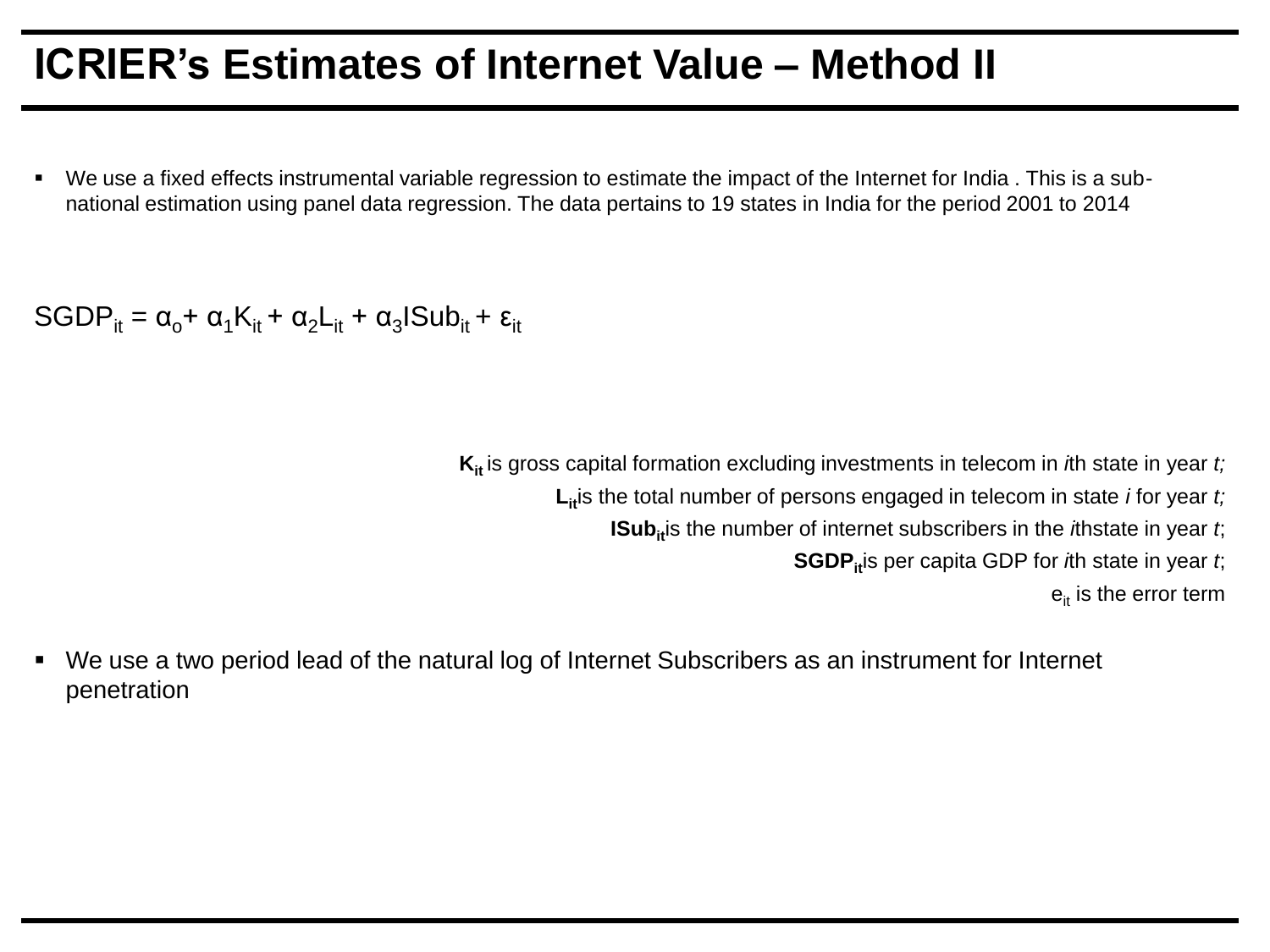# ICRIER's Estimates of Internet Value – Method II

- We use a fixed effects instrumental variable regression to estimate the impact of the Internet for India . This is a sub-national estimation using panel data regression. The data pertains to 19 states in India for the period 2001 to 2014

$$SGDP_{it} = \alpha_o + \alpha_1 K_{it} + \alpha_2 L_{it} + \alpha_3 ISub_{it} + \varepsilon_{it}$$

$\mathbf{K_{it}}$ is gross capital formation excluding investments in telecom in *i*th state in year *t;*

$\mathbf{L_{it}}$ is the total number of persons engaged in telecom in state *i* for year *t;*

$\mathbf{ISub_{it}}$ is the number of internet subscribers in the *i*thstate in year *t*;

$\mathbf{SGDP_{it}}$ is per capita GDP for *i*th state in year *t*;

$e_{it}$ is the error term

- We use a two period lead of the natural log of Internet Subscribers as an instrument for Internet penetration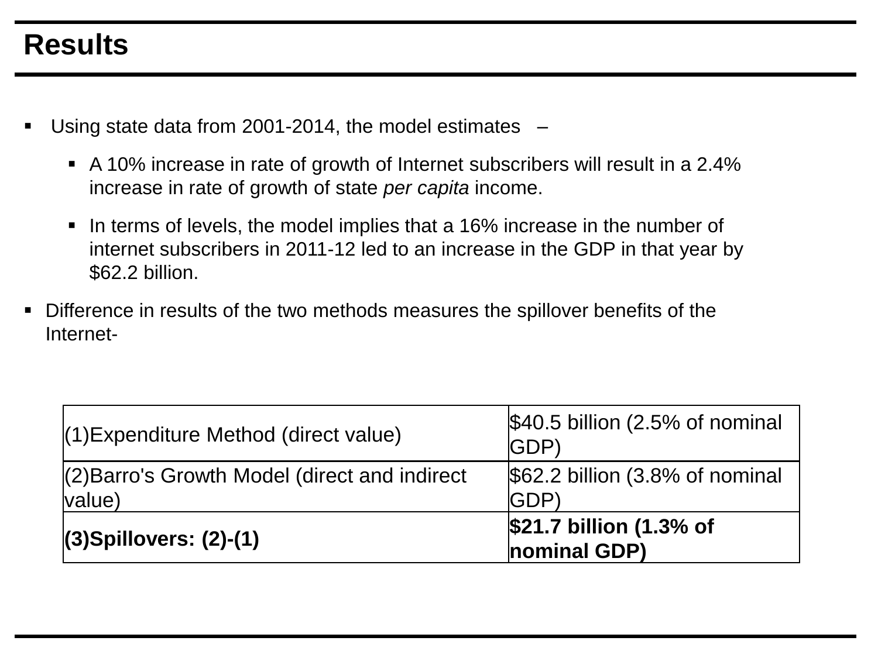# Results

- Using state data from 2001-2014, the model estimates –
  - A 10% increase in rate of growth of Internet subscribers will result in a 2.4% increase in rate of growth of state *per capita* income.
  - In terms of levels, the model implies that a 16% increase in the number of internet subscribers in 2011-12 led to an increase in the GDP in that year by $62.2 billion.
- Difference in results of the two methods measures the spillover benefits of the Internet-

| | |
|---|---|
| (1)Expenditure Method (direct value) | $40.5 billion (2.5% of nominal GDP) |
| (2)Barro's Growth Model (direct and indirect value) | $62.2 billion (3.8% of nominal GDP) |
| **(3)Spillovers: (2)-(1)** | **$21.7 billion (1.3% of nominal GDP)** |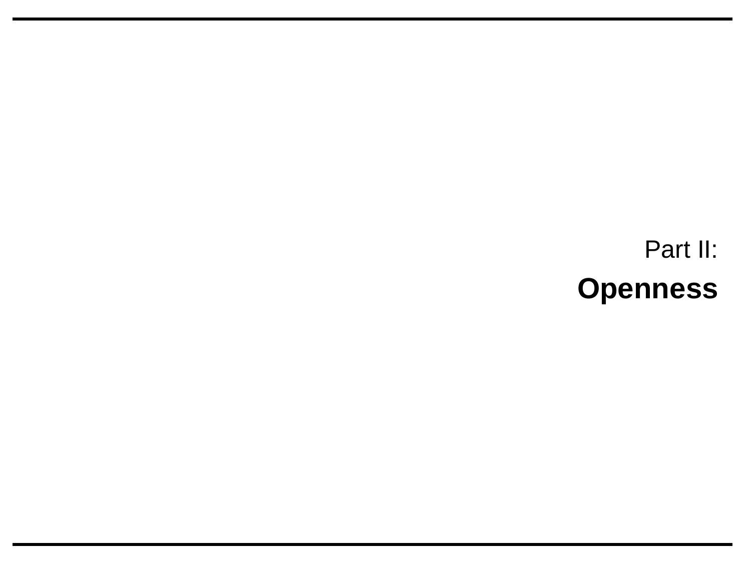Part II:

# Openness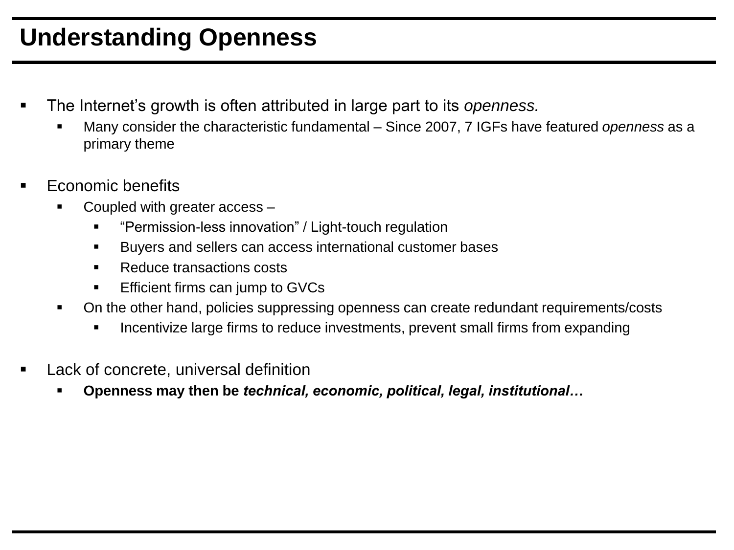# Understanding Openness

- The Internet's growth is often attributed in large part to its *openness.*
  - Many consider the characteristic fundamental – Since 2007, 7 IGFs have featured *openness* as a primary theme

- Economic benefits
  - Coupled with greater access –
    - "Permission-less innovation" / Light-touch regulation
    - Buyers and sellers can access international customer bases
    - Reduce transactions costs
    - Efficient firms can jump to GVCs
  - On the other hand, policies suppressing openness can create redundant requirements/costs
    - Incentivize large firms to reduce investments, prevent small firms from expanding

- Lack of concrete, universal definition
  - **Openness may then be *technical, economic, political, legal, institutional…***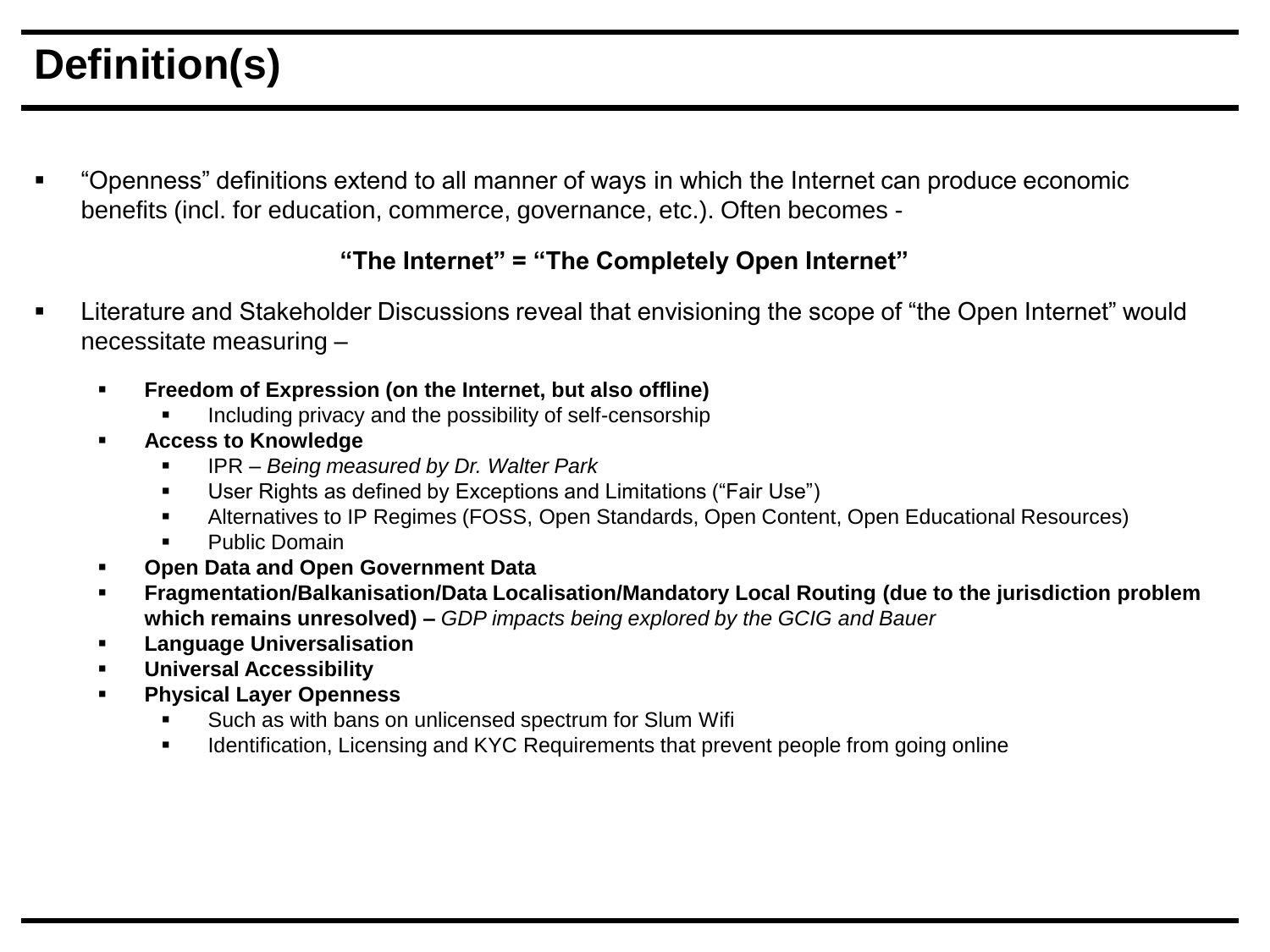# Definition(s)

- "Openness" definitions extend to all manner of ways in which the Internet can produce economic benefits (incl. for education, commerce, governance, etc.). Often becomes -

  **"The Internet" = "The Completely Open Internet"**

- Literature and Stakeholder Discussions reveal that envisioning the scope of "the Open Internet" would necessitate measuring –
  - **Freedom of Expression (on the Internet, but also offline)**
    - Including privacy and the possibility of self-censorship
  - **Access to Knowledge**
    - IPR – *Being measured by Dr. Walter Park*
    - User Rights as defined by Exceptions and Limitations ("Fair Use")
    - Alternatives to IP Regimes (FOSS, Open Standards, Open Content, Open Educational Resources)
    - Public Domain
  - **Open Data and Open Government Data**
  - **Fragmentation/Balkanisation/Data Localisation/Mandatory Local Routing (due to the jurisdiction problem which remains unresolved) –** *GDP impacts being explored by the GCIG and Bauer*
  - **Language Universalisation**
  - **Universal Accessibility**
  - **Physical Layer Openness**
    - Such as with bans on unlicensed spectrum for Slum Wifi
    - Identification, Licensing and KYC Requirements that prevent people from going online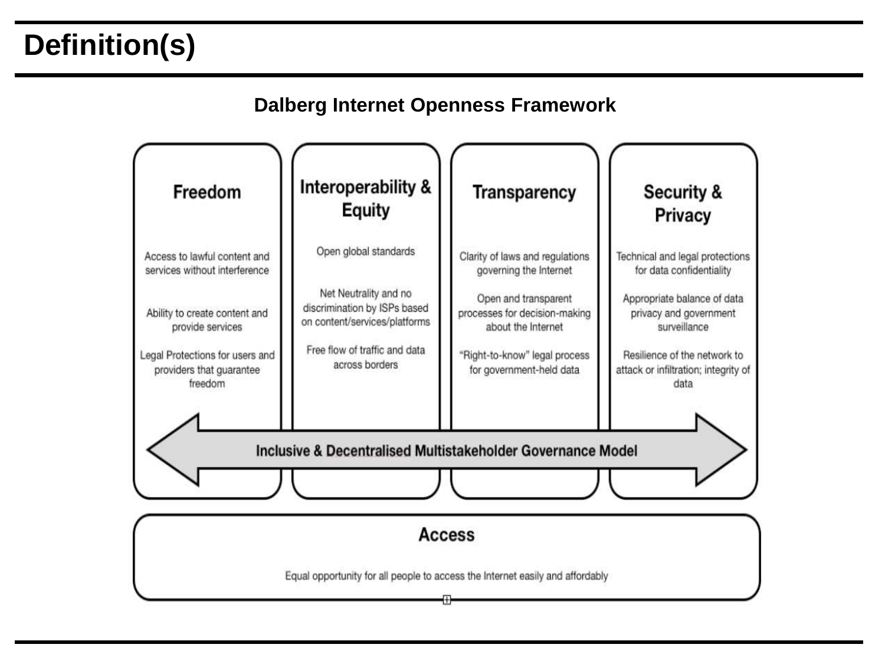# Definition(s)

## Dalberg Internet Openness Framework

### Freedom

- Access to lawful content and services without interference
- Ability to create content and provide services
- Legal Protections for users and providers that guarantee freedom

### Interoperability & Equity

- Open global standards
- Net Neutrality and no discrimination by ISPs based on content/services/platforms
- Free flow of traffic and data across borders

### Transparency

- Clarity of laws and regulations governing the Internet
- Open and transparent processes for decision-making about the Internet
- "Right-to-know" legal process for government-held data

### Security & Privacy

- Technical and legal protections for data confidentiality
- Appropriate balance of data privacy and government surveillance
- Resilience of the network to attack or infiltration; integrity of data

**Inclusive & Decentralised Multistakeholder Governance Model**

### Access

Equal opportunity for all people to access the Internet easily and affordably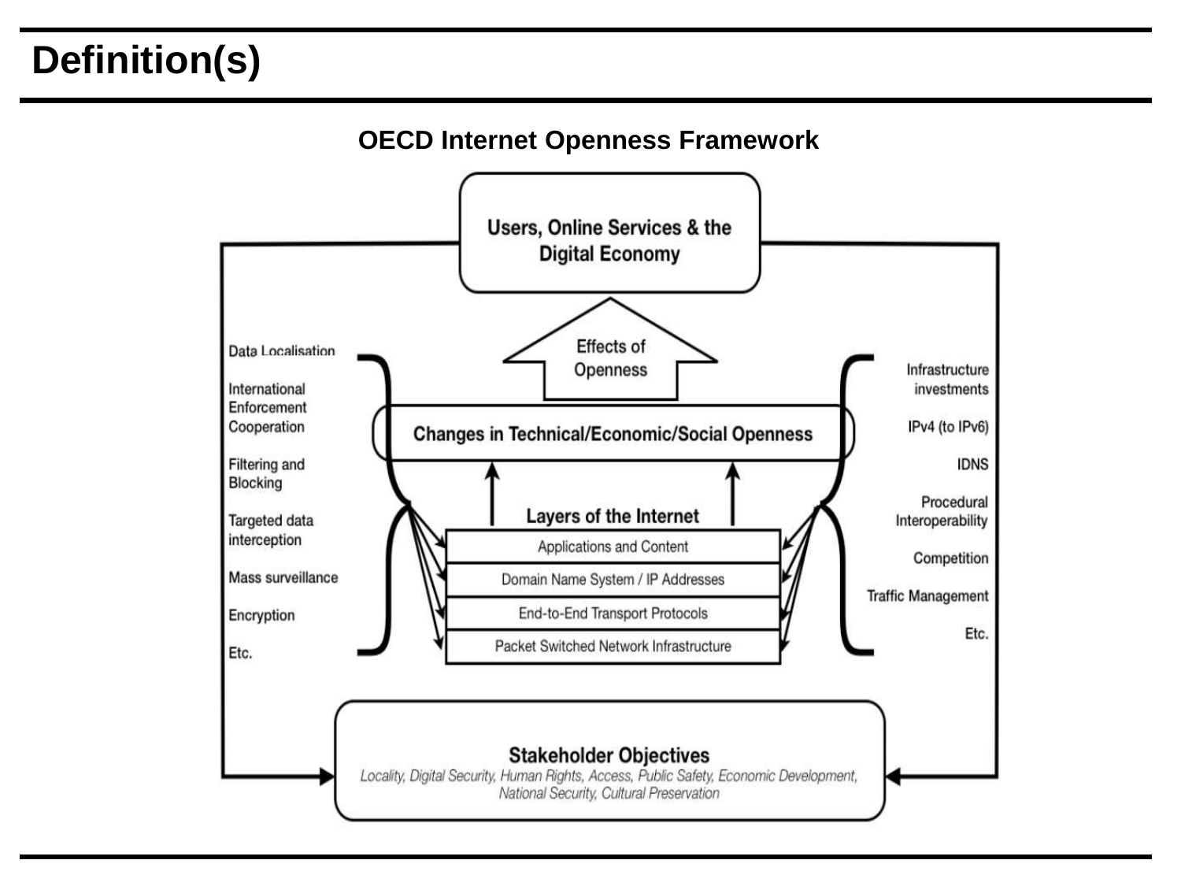# Definition(s)

**OECD Internet Openness Framework**

Users, Online Services & the Digital Economy

Effects of Openness

Changes in Technical/Economic/Social Openness

Data Localisation

International Enforcement Cooperation

Filtering and Blocking

Targeted data interception

Mass surveillance

Encryption

Etc.

Infrastructure investments

IPv4 (to IPv6)

IDNS

Procedural Interoperability

Competition

Traffic Management

Etc.

**Layers of the Internet**

- Applications and Content
- Domain Name System / IP Addresses
- End-to-End Transport Protocols
- Packet Switched Network Infrastructure

**Stakeholder Objectives**

*Locality, Digital Security, Human Rights, Access, Public Safety, Economic Development, National Security, Cultural Preservation*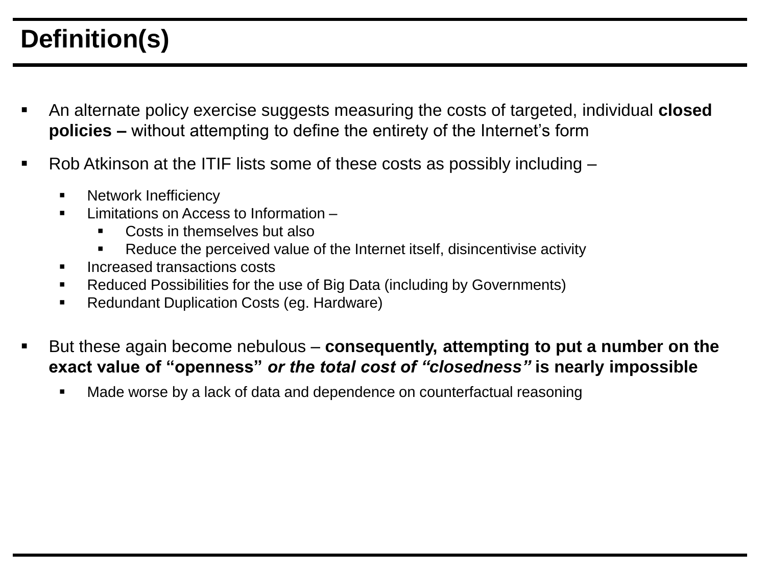# Definition(s)

- An alternate policy exercise suggests measuring the costs of targeted, individual **closed policies –** without attempting to define the entirety of the Internet's form
- Rob Atkinson at the ITIF lists some of these costs as possibly including –
  - Network Inefficiency
  - Limitations on Access to Information –
    - Costs in themselves but also
    - Reduce the perceived value of the Internet itself, disincentivise activity
  - Increased transactions costs
  - Reduced Possibilities for the use of Big Data (including by Governments)
  - Redundant Duplication Costs (eg. Hardware)
- But these again become nebulous – **consequently, attempting to put a number on the exact value of "openness"** ***or the total cost of "closedness"*** **is nearly impossible**
  - Made worse by a lack of data and dependence on counterfactual reasoning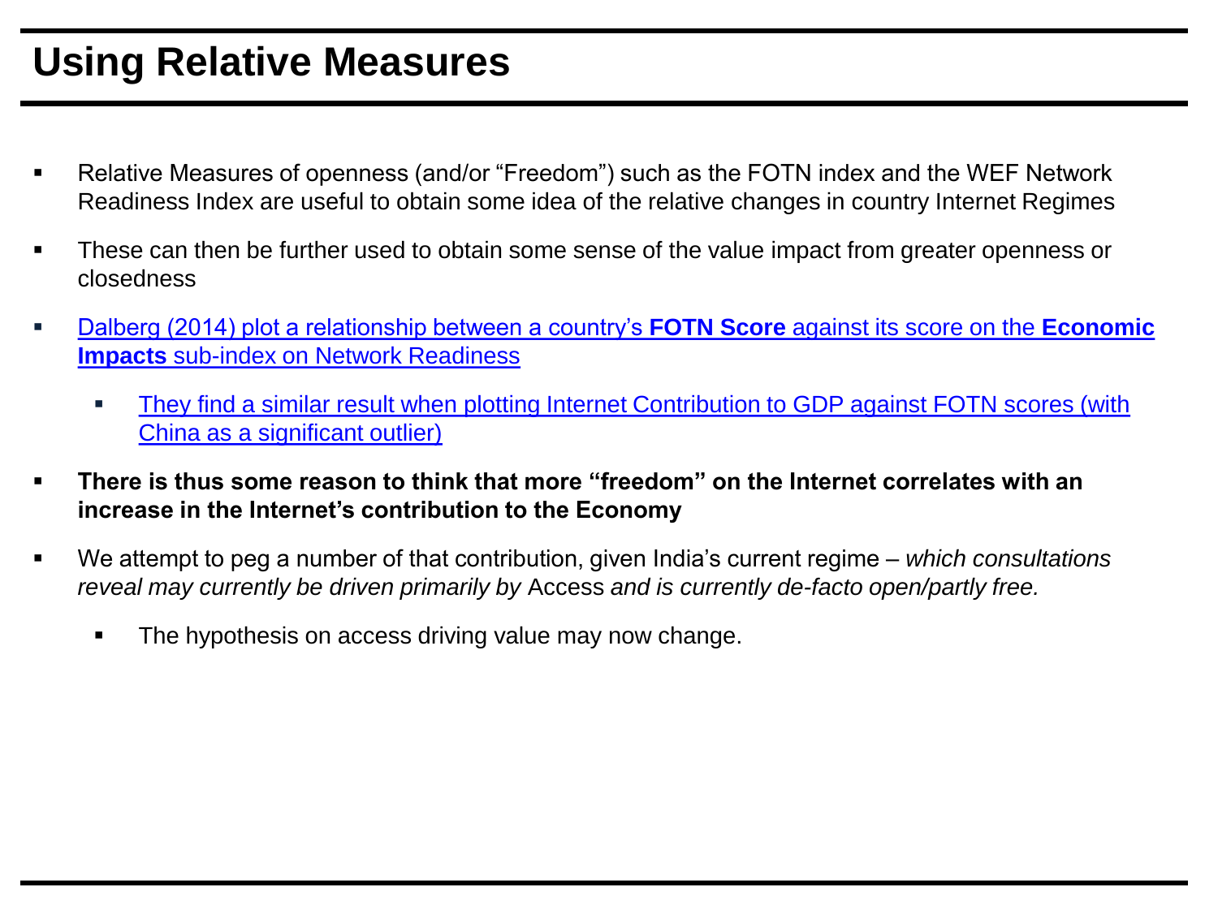# Using Relative Measures

- Relative Measures of openness (and/or "Freedom") such as the FOTN index and the WEF Network Readiness Index are useful to obtain some idea of the relative changes in country Internet Regimes
- These can then be further used to obtain some sense of the value impact from greater openness or closedness
- Dalberg (2014) plot a relationship between a country's **FOTN Score** against its score on the **Economic Impacts** sub-index on Network Readiness
    - They find a similar result when plotting Internet Contribution to GDP against FOTN scores (with China as a significant outlier)
- **There is thus some reason to think that more "freedom" on the Internet correlates with an increase in the Internet's contribution to the Economy**
- We attempt to peg a number of that contribution, given India's current regime – *which consultations reveal may currently be driven primarily by* Access *and is currently de-facto open/partly free.*
    - The hypothesis on access driving value may now change.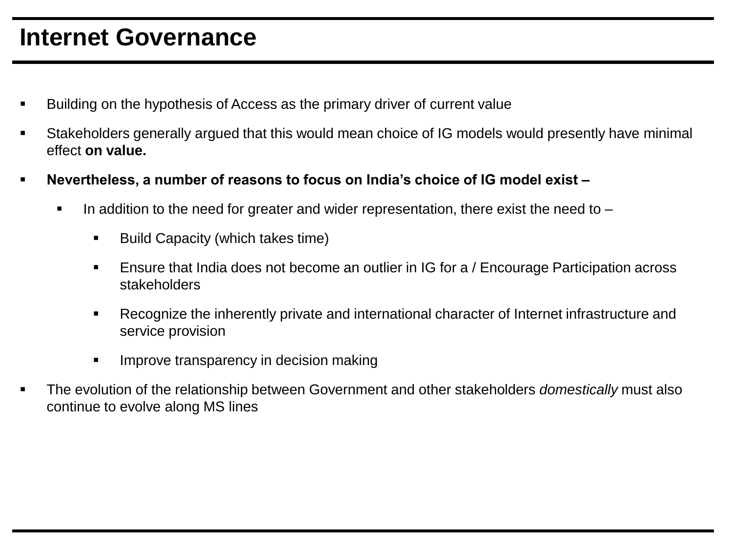# Internet Governance

- Building on the hypothesis of Access as the primary driver of current value
- Stakeholders generally argued that this would mean choice of IG models would presently have minimal effect **on value.**
- **Nevertheless, a number of reasons to focus on India's choice of IG model exist –**
  - In addition to the need for greater and wider representation, there exist the need to –
    - Build Capacity (which takes time)
    - Ensure that India does not become an outlier in IG for a / Encourage Participation across stakeholders
    - Recognize the inherently private and international character of Internet infrastructure and service provision
    - Improve transparency in decision making
- The evolution of the relationship between Government and other stakeholders *domestically* must also continue to evolve along MS lines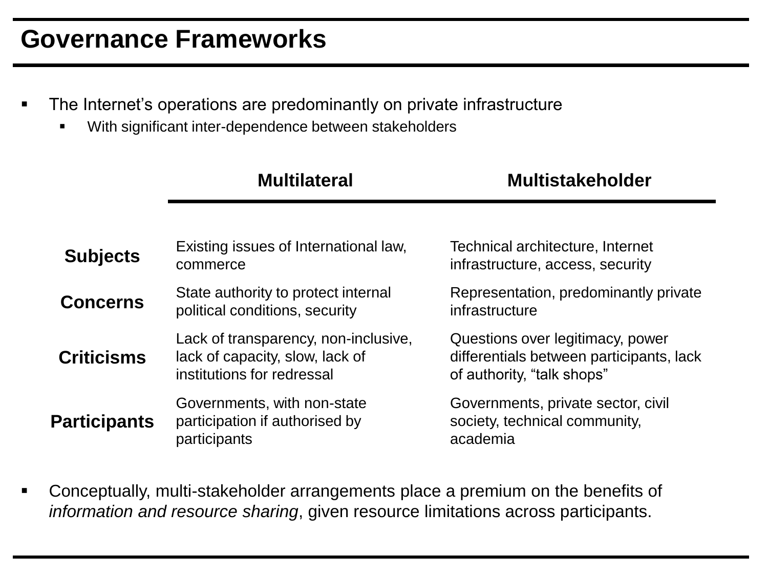# Governance Frameworks

- The Internet's operations are predominantly on private infrastructure
  - With significant inter-dependence between stakeholders

| | **Multilateral** | **Multistakeholder** |
|---|---|---|
| **Subjects** | Existing issues of International law, commerce | Technical architecture, Internet infrastructure, access, security |
| **Concerns** | State authority to protect internal political conditions, security | Representation, predominantly private infrastructure |
| **Criticisms** | Lack of transparency, non-inclusive, lack of capacity, slow, lack of institutions for redressal | Questions over legitimacy, power differentials between participants, lack of authority, "talk shops" |
| **Participants** | Governments, with non-state participation if authorised by participants | Governments, private sector, civil society, technical community, academia |

- Conceptually, multi-stakeholder arrangements place a premium on the benefits of *information and resource sharing*, given resource limitations across participants.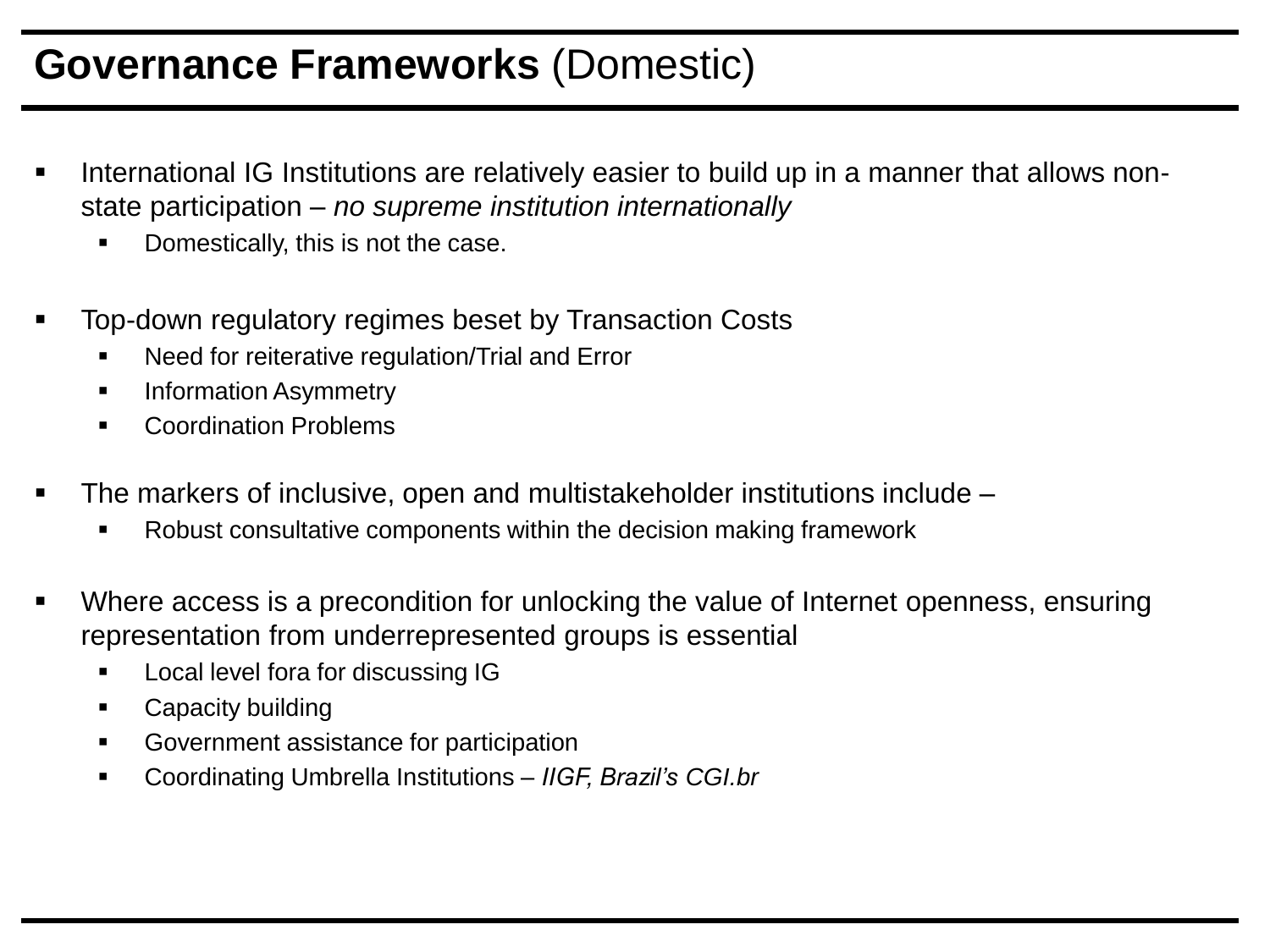# **Governance Frameworks** (Domestic)

- International IG Institutions are relatively easier to build up in a manner that allows non-state participation – *no supreme institution internationally*
  - Domestically, this is not the case.

- Top-down regulatory regimes beset by Transaction Costs
  - Need for reiterative regulation/Trial and Error
  - Information Asymmetry
  - Coordination Problems

- The markers of inclusive, open and multistakeholder institutions include –
  - Robust consultative components within the decision making framework

- Where access is a precondition for unlocking the value of Internet openness, ensuring representation from underrepresented groups is essential
  - Local level fora for discussing IG
  - Capacity building
  - Government assistance for participation
  - Coordinating Umbrella Institutions – *IIGF, Brazil's CGI.br*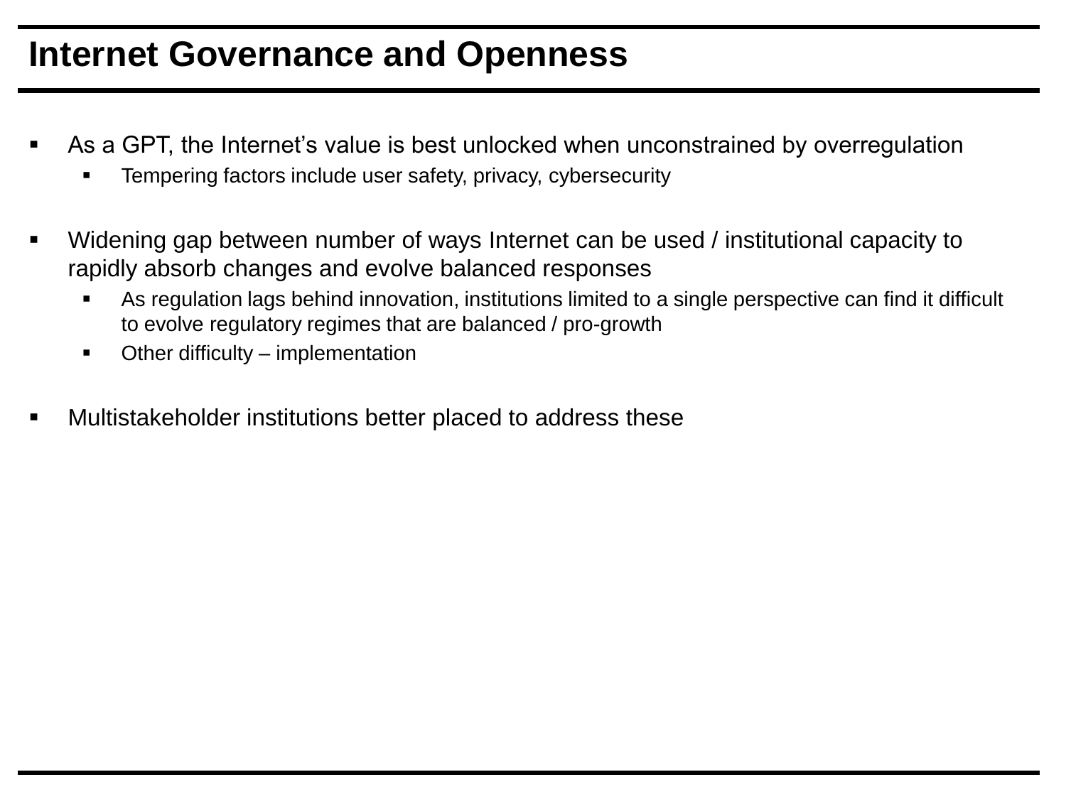# Internet Governance and Openness

- As a GPT, the Internet’s value is best unlocked when unconstrained by overregulation
  - Tempering factors include user safety, privacy, cybersecurity
- Widening gap between number of ways Internet can be used / institutional capacity to rapidly absorb changes and evolve balanced responses
  - As regulation lags behind innovation, institutions limited to a single perspective can find it difficult to evolve regulatory regimes that are balanced / pro-growth
  - Other difficulty – implementation
- Multistakeholder institutions better placed to address these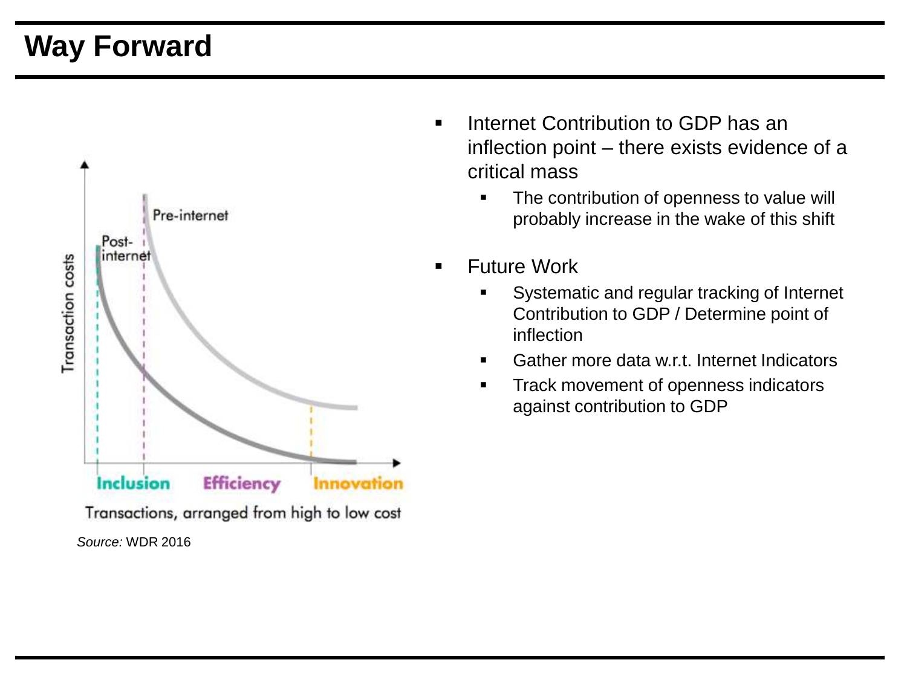# Way Forward

Transaction costs

Pre-internet

Post-internet

Inclusion

Efficiency

Innovation

Transactions, arranged from high to low cost

*Source:* WDR 2016

- Internet Contribution to GDP has an inflection point – there exists evidence of a critical mass
  - The contribution of openness to value will probably increase in the wake of this shift
- Future Work
  - Systematic and regular tracking of Internet Contribution to GDP / Determine point of inflection
  - Gather more data w.r.t. Internet Indicators
  - Track movement of openness indicators against contribution to GDP